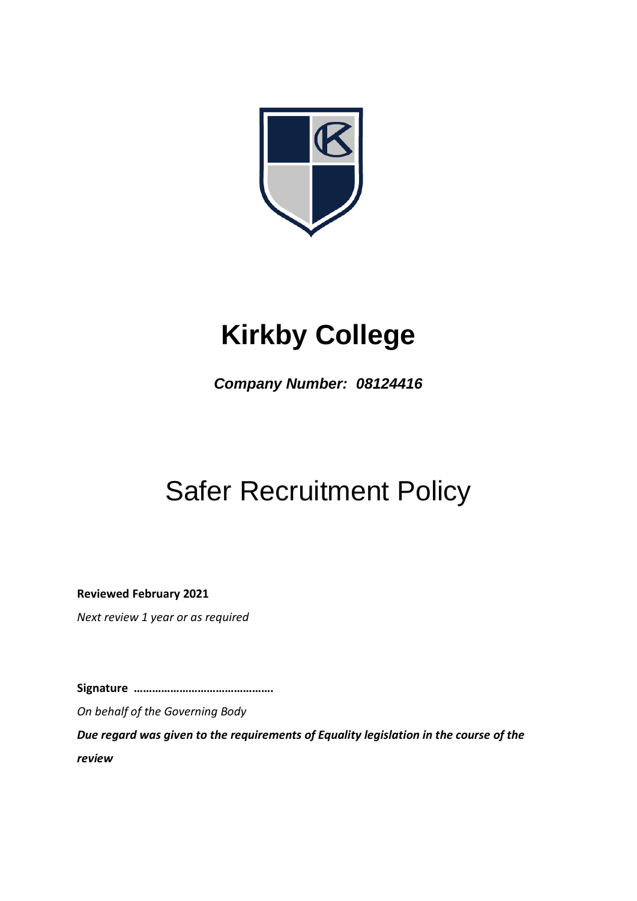# Kirkby College

***Company Number: 08124416***

# Safer Recruitment Policy

**Reviewed February 2021**

*Next review 1 year or as required*

**Signature ……………………………………..**

*On behalf of the Governing Body*

***Due regard was given to the requirements of Equality legislation in the course of the review***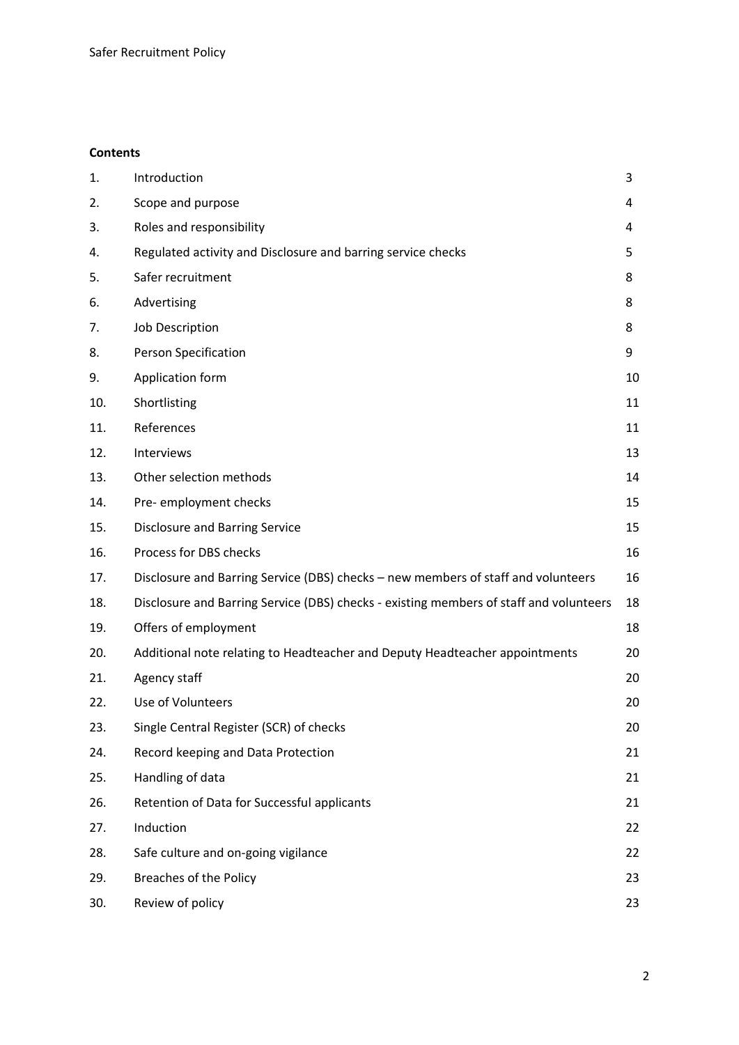**Contents**

| | | |
|---|---|---|
| 1. | Introduction | 3 |
| 2. | Scope and purpose | 4 |
| 3. | Roles and responsibility | 4 |
| 4. | Regulated activity and Disclosure and barring service checks | 5 |
| 5. | Safer recruitment | 8 |
| 6. | Advertising | 8 |
| 7. | Job Description | 8 |
| 8. | Person Specification | 9 |
| 9. | Application form | 10 |
| 10. | Shortlisting | 11 |
| 11. | References | 11 |
| 12. | Interviews | 13 |
| 13. | Other selection methods | 14 |
| 14. | Pre- employment checks | 15 |
| 15. | Disclosure and Barring Service | 15 |
| 16. | Process for DBS checks | 16 |
| 17. | Disclosure and Barring Service (DBS) checks – new members of staff and volunteers | 16 |
| 18. | Disclosure and Barring Service (DBS) checks - existing members of staff and volunteers | 18 |
| 19. | Offers of employment | 18 |
| 20. | Additional note relating to Headteacher and Deputy Headteacher appointments | 20 |
| 21. | Agency staff | 20 |
| 22. | Use of Volunteers | 20 |
| 23. | Single Central Register (SCR) of checks | 20 |
| 24. | Record keeping and Data Protection | 21 |
| 25. | Handling of data | 21 |
| 26. | Retention of Data for Successful applicants | 21 |
| 27. | Induction | 22 |
| 28. | Safe culture and on-going vigilance | 22 |
| 29. | Breaches of the Policy | 23 |
| 30. | Review of policy | 23 |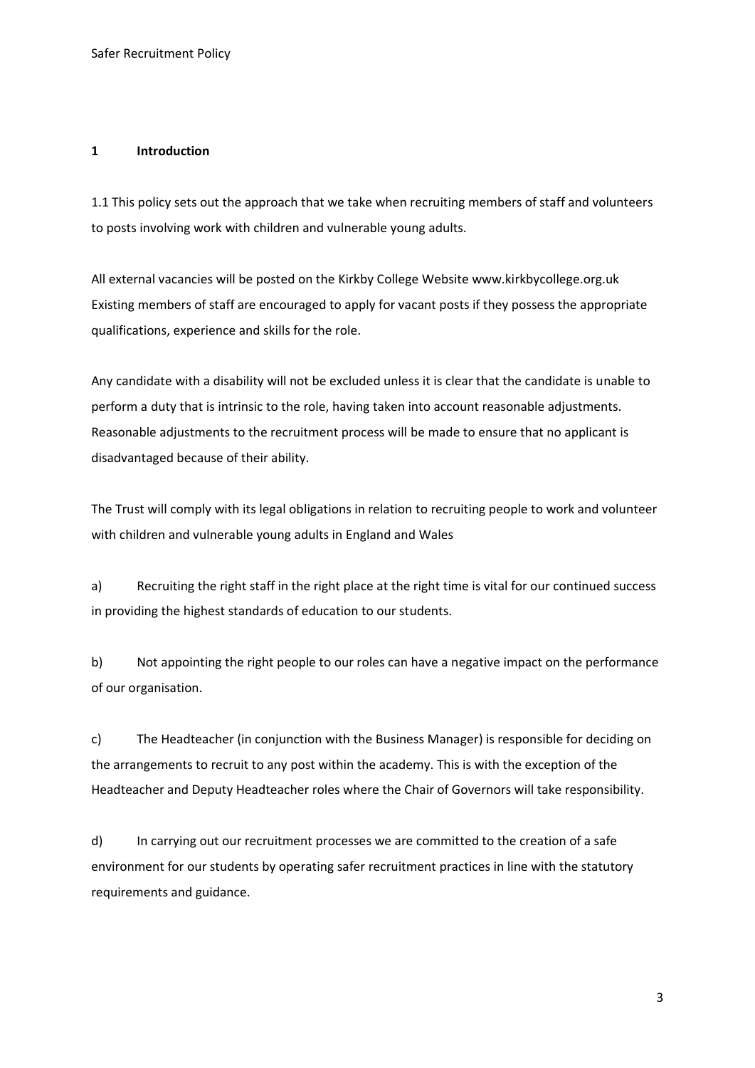## 1 Introduction

1.1 This policy sets out the approach that we take when recruiting members of staff and volunteers to posts involving work with children and vulnerable young adults.

All external vacancies will be posted on the Kirkby College Website www.kirkbycollege.org.uk Existing members of staff are encouraged to apply for vacant posts if they possess the appropriate qualifications, experience and skills for the role.

Any candidate with a disability will not be excluded unless it is clear that the candidate is unable to perform a duty that is intrinsic to the role, having taken into account reasonable adjustments. Reasonable adjustments to the recruitment process will be made to ensure that no applicant is disadvantaged because of their ability.

The Trust will comply with its legal obligations in relation to recruiting people to work and volunteer with children and vulnerable young adults in England and Wales

a) Recruiting the right staff in the right place at the right time is vital for our continued success in providing the highest standards of education to our students.

b) Not appointing the right people to our roles can have a negative impact on the performance of our organisation.

c) The Headteacher (in conjunction with the Business Manager) is responsible for deciding on the arrangements to recruit to any post within the academy. This is with the exception of the Headteacher and Deputy Headteacher roles where the Chair of Governors will take responsibility.

d) In carrying out our recruitment processes we are committed to the creation of a safe environment for our students by operating safer recruitment practices in line with the statutory requirements and guidance.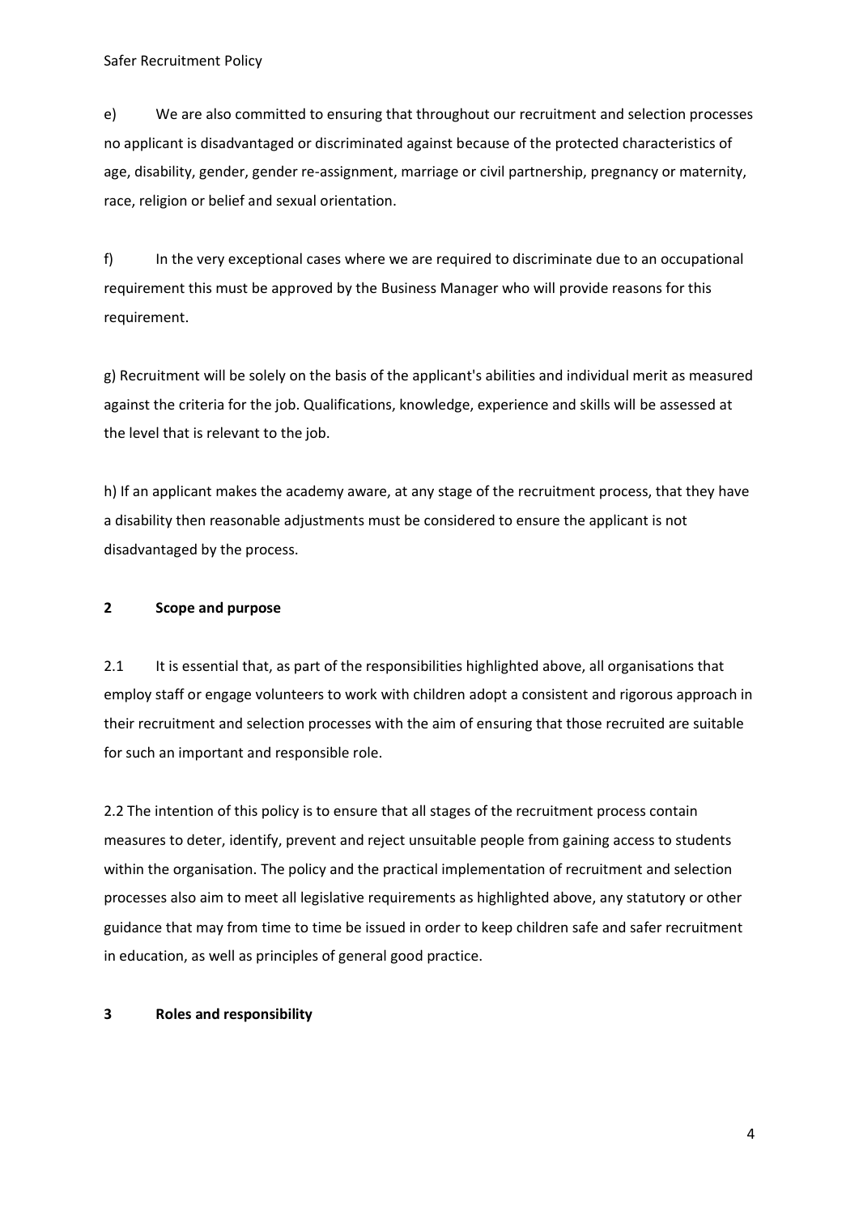e) We are also committed to ensuring that throughout our recruitment and selection processes no applicant is disadvantaged or discriminated against because of the protected characteristics of age, disability, gender, gender re-assignment, marriage or civil partnership, pregnancy or maternity, race, religion or belief and sexual orientation.

f) In the very exceptional cases where we are required to discriminate due to an occupational requirement this must be approved by the Business Manager who will provide reasons for this requirement.

g) Recruitment will be solely on the basis of the applicant's abilities and individual merit as measured against the criteria for the job. Qualifications, knowledge, experience and skills will be assessed at the level that is relevant to the job.

h) If an applicant makes the academy aware, at any stage of the recruitment process, that they have a disability then reasonable adjustments must be considered to ensure the applicant is not disadvantaged by the process.

## 2 Scope and purpose

2.1 It is essential that, as part of the responsibilities highlighted above, all organisations that employ staff or engage volunteers to work with children adopt a consistent and rigorous approach in their recruitment and selection processes with the aim of ensuring that those recruited are suitable for such an important and responsible role.

2.2 The intention of this policy is to ensure that all stages of the recruitment process contain measures to deter, identify, prevent and reject unsuitable people from gaining access to students within the organisation. The policy and the practical implementation of recruitment and selection processes also aim to meet all legislative requirements as highlighted above, any statutory or other guidance that may from time to time be issued in order to keep children safe and safer recruitment in education, as well as principles of general good practice.

## 3 Roles and responsibility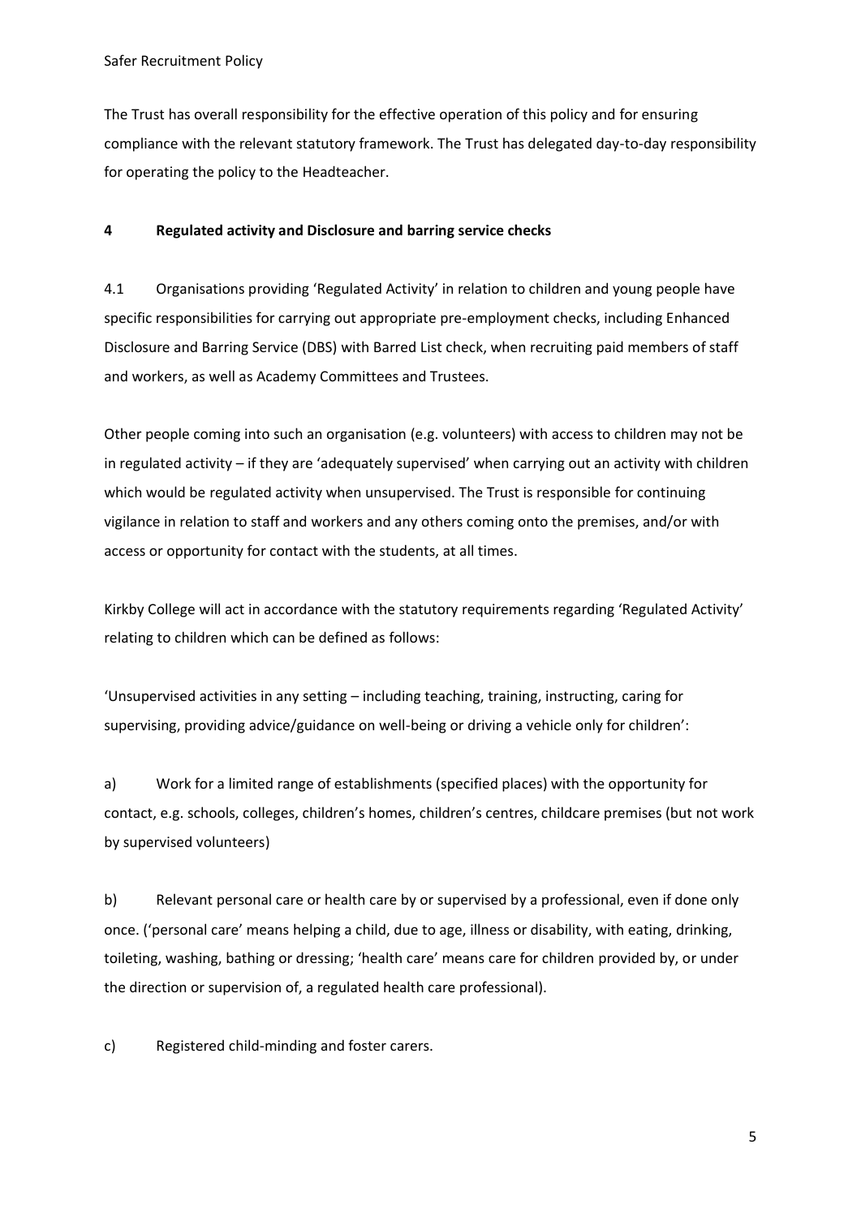The Trust has overall responsibility for the effective operation of this policy and for ensuring compliance with the relevant statutory framework. The Trust has delegated day-to-day responsibility for operating the policy to the Headteacher.

## 4 Regulated activity and Disclosure and barring service checks

4.1 Organisations providing 'Regulated Activity' in relation to children and young people have specific responsibilities for carrying out appropriate pre-employment checks, including Enhanced Disclosure and Barring Service (DBS) with Barred List check, when recruiting paid members of staff and workers, as well as Academy Committees and Trustees.

Other people coming into such an organisation (e.g. volunteers) with access to children may not be in regulated activity – if they are 'adequately supervised' when carrying out an activity with children which would be regulated activity when unsupervised. The Trust is responsible for continuing vigilance in relation to staff and workers and any others coming onto the premises, and/or with access or opportunity for contact with the students, at all times.

Kirkby College will act in accordance with the statutory requirements regarding 'Regulated Activity' relating to children which can be defined as follows:

'Unsupervised activities in any setting – including teaching, training, instructing, caring for supervising, providing advice/guidance on well-being or driving a vehicle only for children':

a) Work for a limited range of establishments (specified places) with the opportunity for contact, e.g. schools, colleges, children's homes, children's centres, childcare premises (but not work by supervised volunteers)

b) Relevant personal care or health care by or supervised by a professional, even if done only once. ('personal care' means helping a child, due to age, illness or disability, with eating, drinking, toileting, washing, bathing or dressing; 'health care' means care for children provided by, or under the direction or supervision of, a regulated health care professional).

c) Registered child-minding and foster carers.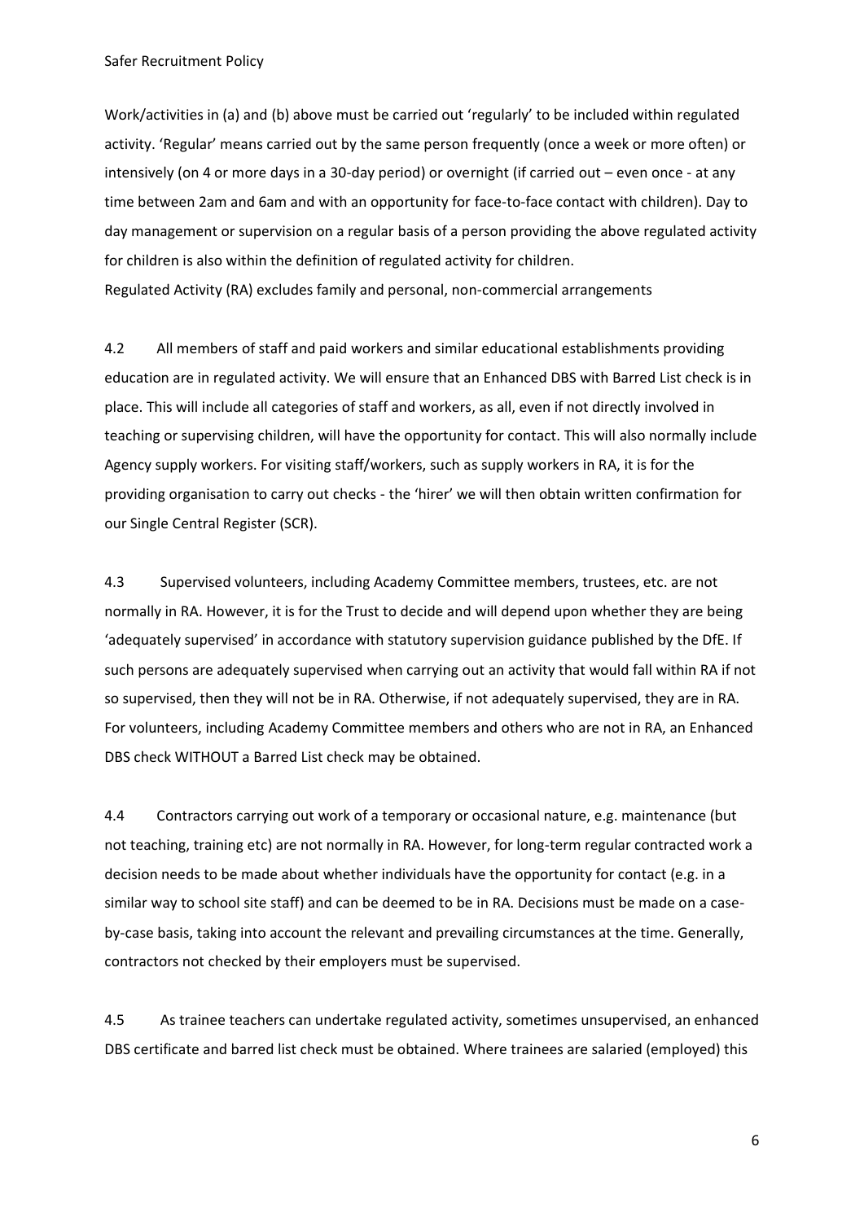Work/activities in (a) and (b) above must be carried out 'regularly' to be included within regulated activity. 'Regular' means carried out by the same person frequently (once a week or more often) or intensively (on 4 or more days in a 30-day period) or overnight (if carried out – even once - at any time between 2am and 6am and with an opportunity for face-to-face contact with children). Day to day management or supervision on a regular basis of a person providing the above regulated activity for children is also within the definition of regulated activity for children.
Regulated Activity (RA) excludes family and personal, non-commercial arrangements

4.2 All members of staff and paid workers and similar educational establishments providing education are in regulated activity. We will ensure that an Enhanced DBS with Barred List check is in place. This will include all categories of staff and workers, as all, even if not directly involved in teaching or supervising children, will have the opportunity for contact. This will also normally include Agency supply workers. For visiting staff/workers, such as supply workers in RA, it is for the providing organisation to carry out checks - the 'hirer' we will then obtain written confirmation for our Single Central Register (SCR).

4.3 Supervised volunteers, including Academy Committee members, trustees, etc. are not normally in RA. However, it is for the Trust to decide and will depend upon whether they are being 'adequately supervised' in accordance with statutory supervision guidance published by the DfE. If such persons are adequately supervised when carrying out an activity that would fall within RA if not so supervised, then they will not be in RA. Otherwise, if not adequately supervised, they are in RA. For volunteers, including Academy Committee members and others who are not in RA, an Enhanced DBS check WITHOUT a Barred List check may be obtained.

4.4 Contractors carrying out work of a temporary or occasional nature, e.g. maintenance (but not teaching, training etc) are not normally in RA. However, for long-term regular contracted work a decision needs to be made about whether individuals have the opportunity for contact (e.g. in a similar way to school site staff) and can be deemed to be in RA. Decisions must be made on a case-by-case basis, taking into account the relevant and prevailing circumstances at the time. Generally, contractors not checked by their employers must be supervised.

4.5 As trainee teachers can undertake regulated activity, sometimes unsupervised, an enhanced DBS certificate and barred list check must be obtained. Where trainees are salaried (employed) this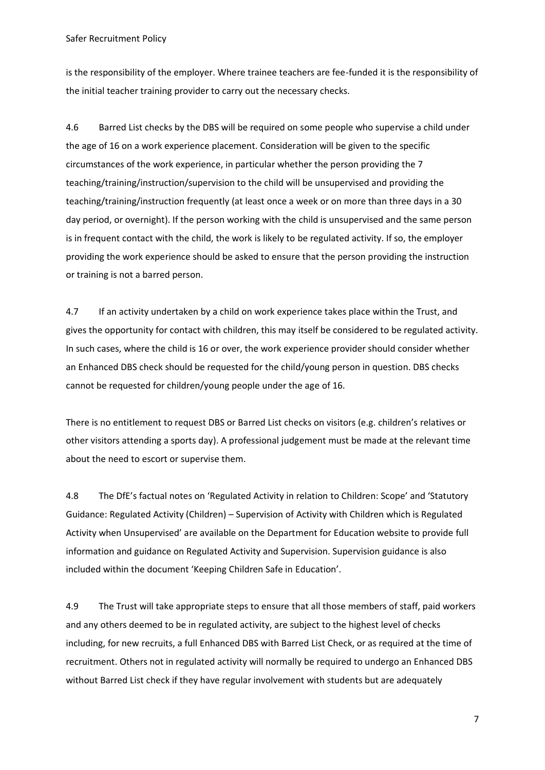is the responsibility of the employer. Where trainee teachers are fee-funded it is the responsibility of the initial teacher training provider to carry out the necessary checks.

4.6 Barred List checks by the DBS will be required on some people who supervise a child under the age of 16 on a work experience placement. Consideration will be given to the specific circumstances of the work experience, in particular whether the person providing the 7 teaching/training/instruction/supervision to the child will be unsupervised and providing the teaching/training/instruction frequently (at least once a week or on more than three days in a 30 day period, or overnight). If the person working with the child is unsupervised and the same person is in frequent contact with the child, the work is likely to be regulated activity. If so, the employer providing the work experience should be asked to ensure that the person providing the instruction or training is not a barred person.

4.7 If an activity undertaken by a child on work experience takes place within the Trust, and gives the opportunity for contact with children, this may itself be considered to be regulated activity. In such cases, where the child is 16 or over, the work experience provider should consider whether an Enhanced DBS check should be requested for the child/young person in question. DBS checks cannot be requested for children/young people under the age of 16.

There is no entitlement to request DBS or Barred List checks on visitors (e.g. children's relatives or other visitors attending a sports day). A professional judgement must be made at the relevant time about the need to escort or supervise them.

4.8 The DfE's factual notes on 'Regulated Activity in relation to Children: Scope' and 'Statutory Guidance: Regulated Activity (Children) – Supervision of Activity with Children which is Regulated Activity when Unsupervised' are available on the Department for Education website to provide full information and guidance on Regulated Activity and Supervision. Supervision guidance is also included within the document 'Keeping Children Safe in Education'.

4.9 The Trust will take appropriate steps to ensure that all those members of staff, paid workers and any others deemed to be in regulated activity, are subject to the highest level of checks including, for new recruits, a full Enhanced DBS with Barred List Check, or as required at the time of recruitment. Others not in regulated activity will normally be required to undergo an Enhanced DBS without Barred List check if they have regular involvement with students but are adequately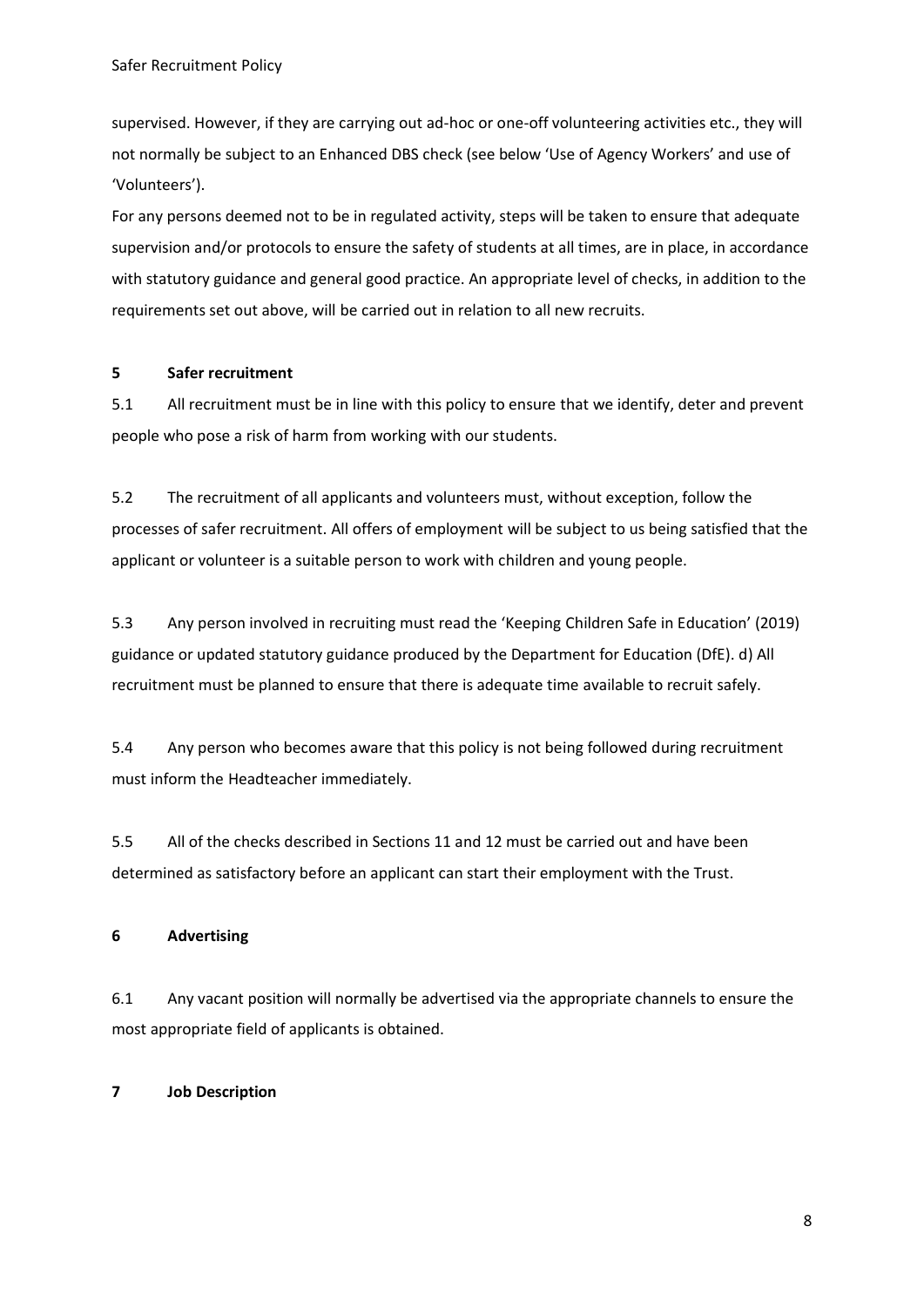supervised. However, if they are carrying out ad-hoc or one-off volunteering activities etc., they will not normally be subject to an Enhanced DBS check (see below 'Use of Agency Workers' and use of 'Volunteers').

For any persons deemed not to be in regulated activity, steps will be taken to ensure that adequate supervision and/or protocols to ensure the safety of students at all times, are in place, in accordance with statutory guidance and general good practice. An appropriate level of checks, in addition to the requirements set out above, will be carried out in relation to all new recruits.

## 5 Safer recruitment

5.1 All recruitment must be in line with this policy to ensure that we identify, deter and prevent people who pose a risk of harm from working with our students.

5.2 The recruitment of all applicants and volunteers must, without exception, follow the processes of safer recruitment. All offers of employment will be subject to us being satisfied that the applicant or volunteer is a suitable person to work with children and young people.

5.3 Any person involved in recruiting must read the 'Keeping Children Safe in Education' (2019) guidance or updated statutory guidance produced by the Department for Education (DfE). d) All recruitment must be planned to ensure that there is adequate time available to recruit safely.

5.4 Any person who becomes aware that this policy is not being followed during recruitment must inform the Headteacher immediately.

5.5 All of the checks described in Sections 11 and 12 must be carried out and have been determined as satisfactory before an applicant can start their employment with the Trust.

## 6 Advertising

6.1 Any vacant position will normally be advertised via the appropriate channels to ensure the most appropriate field of applicants is obtained.

## 7 Job Description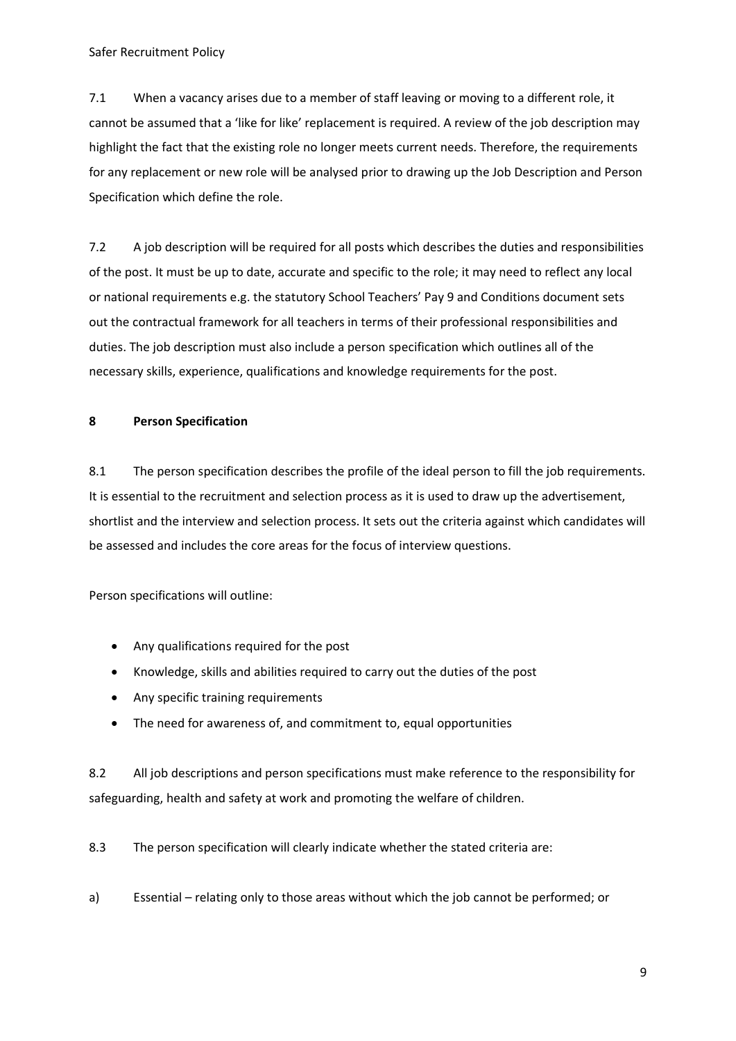7.1 When a vacancy arises due to a member of staff leaving or moving to a different role, it cannot be assumed that a 'like for like' replacement is required. A review of the job description may highlight the fact that the existing role no longer meets current needs. Therefore, the requirements for any replacement or new role will be analysed prior to drawing up the Job Description and Person Specification which define the role.

7.2 A job description will be required for all posts which describes the duties and responsibilities of the post. It must be up to date, accurate and specific to the role; it may need to reflect any local or national requirements e.g. the statutory School Teachers' Pay 9 and Conditions document sets out the contractual framework for all teachers in terms of their professional responsibilities and duties. The job description must also include a person specification which outlines all of the necessary skills, experience, qualifications and knowledge requirements for the post.

## 8 Person Specification

8.1 The person specification describes the profile of the ideal person to fill the job requirements. It is essential to the recruitment and selection process as it is used to draw up the advertisement, shortlist and the interview and selection process. It sets out the criteria against which candidates will be assessed and includes the core areas for the focus of interview questions.

Person specifications will outline:

- Any qualifications required for the post
- Knowledge, skills and abilities required to carry out the duties of the post
- Any specific training requirements
- The need for awareness of, and commitment to, equal opportunities

8.2 All job descriptions and person specifications must make reference to the responsibility for safeguarding, health and safety at work and promoting the welfare of children.

8.3 The person specification will clearly indicate whether the stated criteria are:

a) Essential – relating only to those areas without which the job cannot be performed; or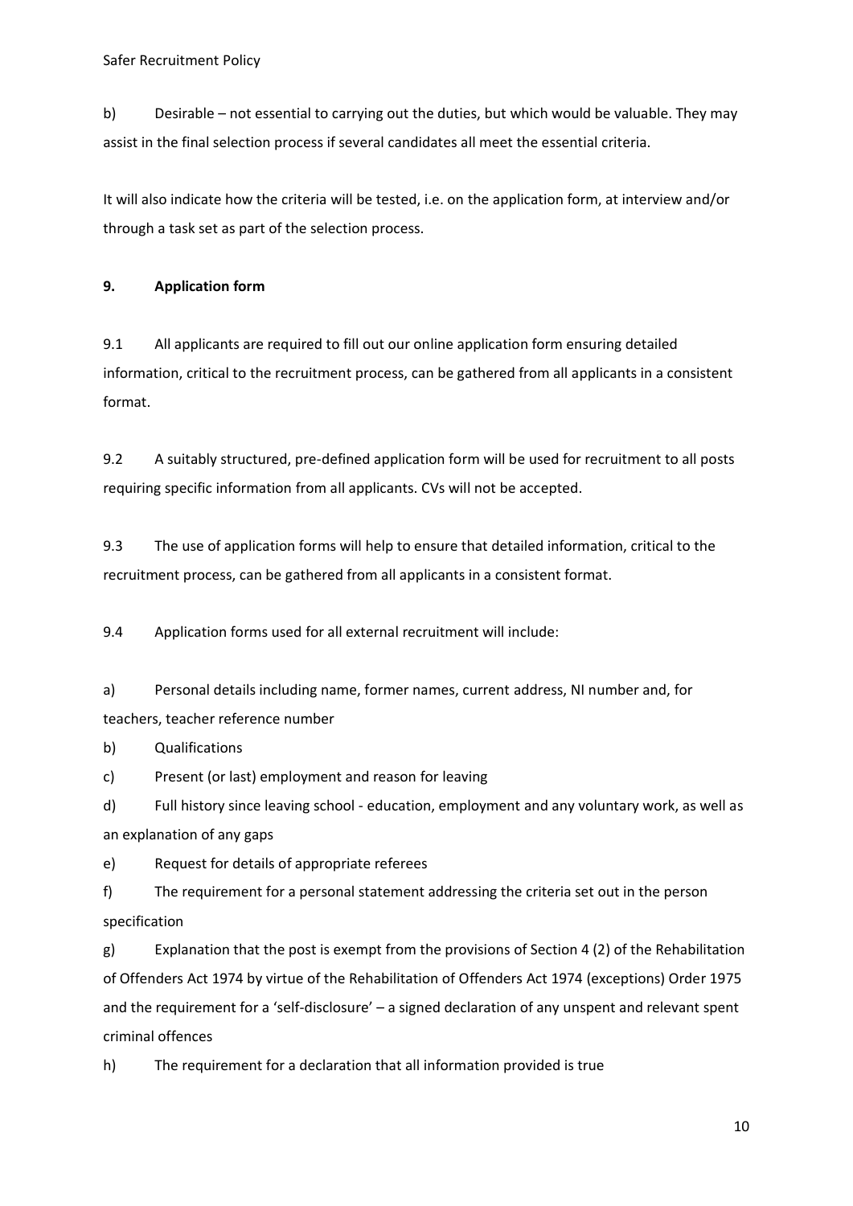b) Desirable – not essential to carrying out the duties, but which would be valuable. They may assist in the final selection process if several candidates all meet the essential criteria.

It will also indicate how the criteria will be tested, i.e. on the application form, at interview and/or through a task set as part of the selection process.

**9. Application form**

9.1 All applicants are required to fill out our online application form ensuring detailed information, critical to the recruitment process, can be gathered from all applicants in a consistent format.

9.2 A suitably structured, pre-defined application form will be used for recruitment to all posts requiring specific information from all applicants. CVs will not be accepted.

9.3 The use of application forms will help to ensure that detailed information, critical to the recruitment process, can be gathered from all applicants in a consistent format.

9.4 Application forms used for all external recruitment will include:

a) Personal details including name, former names, current address, NI number and, for teachers, teacher reference number

b) Qualifications

c) Present (or last) employment and reason for leaving

d) Full history since leaving school - education, employment and any voluntary work, as well as an explanation of any gaps

e) Request for details of appropriate referees

f) The requirement for a personal statement addressing the criteria set out in the person specification

g) Explanation that the post is exempt from the provisions of Section 4 (2) of the Rehabilitation of Offenders Act 1974 by virtue of the Rehabilitation of Offenders Act 1974 (exceptions) Order 1975 and the requirement for a 'self-disclosure' – a signed declaration of any unspent and relevant spent criminal offences

h) The requirement for a declaration that all information provided is true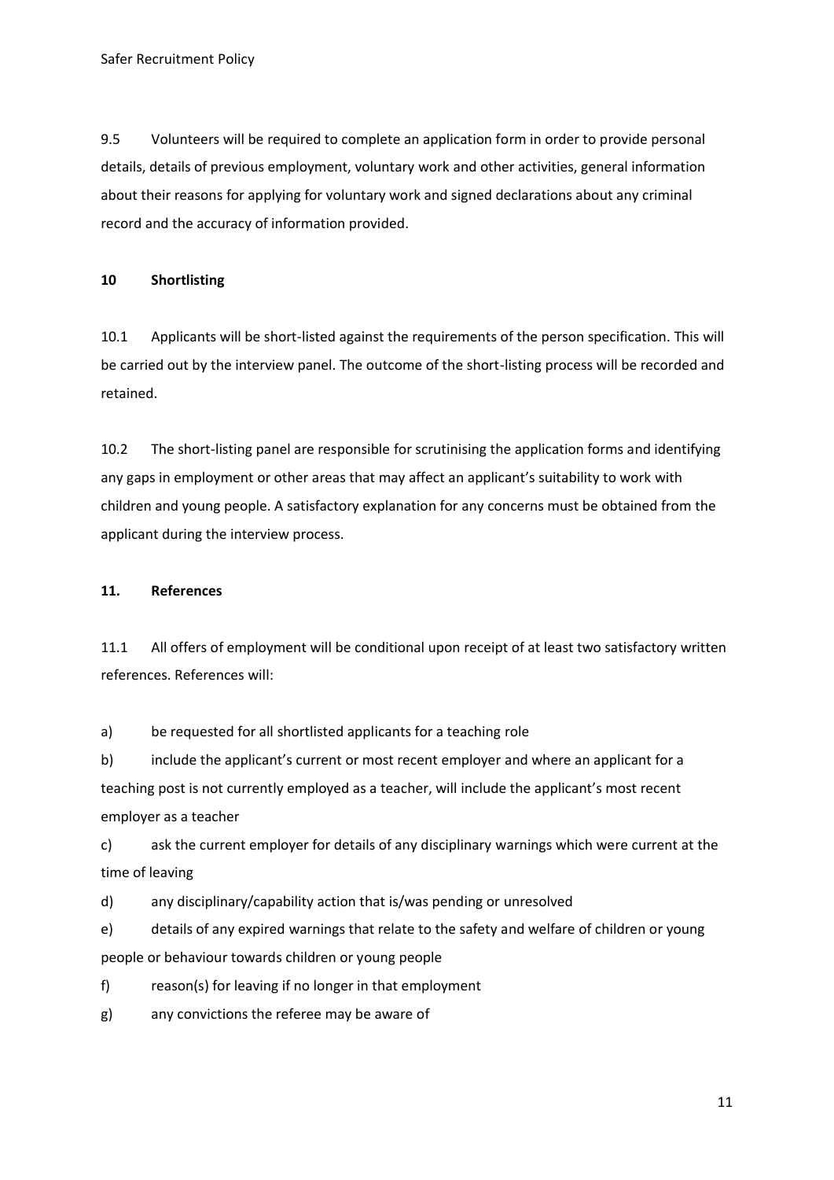9.5 Volunteers will be required to complete an application form in order to provide personal details, details of previous employment, voluntary work and other activities, general information about their reasons for applying for voluntary work and signed declarations about any criminal record and the accuracy of information provided.

## 10 Shortlisting

10.1 Applicants will be short-listed against the requirements of the person specification. This will be carried out by the interview panel. The outcome of the short-listing process will be recorded and retained.

10.2 The short-listing panel are responsible for scrutinising the application forms and identifying any gaps in employment or other areas that may affect an applicant's suitability to work with children and young people. A satisfactory explanation for any concerns must be obtained from the applicant during the interview process.

## 11. References

11.1 All offers of employment will be conditional upon receipt of at least two satisfactory written references. References will:

a) be requested for all shortlisted applicants for a teaching role

b) include the applicant's current or most recent employer and where an applicant for a teaching post is not currently employed as a teacher, will include the applicant's most recent employer as a teacher

c) ask the current employer for details of any disciplinary warnings which were current at the time of leaving

d) any disciplinary/capability action that is/was pending or unresolved

e) details of any expired warnings that relate to the safety and welfare of children or young people or behaviour towards children or young people

f) reason(s) for leaving if no longer in that employment

g) any convictions the referee may be aware of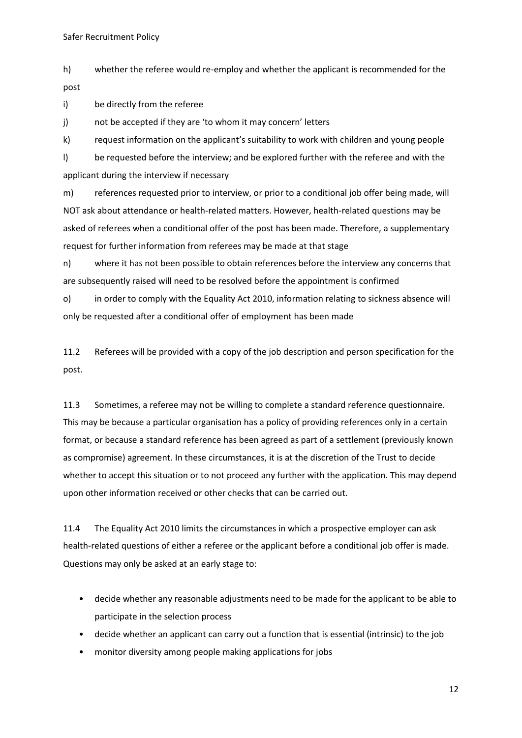h) whether the referee would re-employ and whether the applicant is recommended for the post

i) be directly from the referee

j) not be accepted if they are 'to whom it may concern' letters

k) request information on the applicant's suitability to work with children and young people

l) be requested before the interview; and be explored further with the referee and with the applicant during the interview if necessary

m) references requested prior to interview, or prior to a conditional job offer being made, will NOT ask about attendance or health-related matters. However, health-related questions may be asked of referees when a conditional offer of the post has been made. Therefore, a supplementary request for further information from referees may be made at that stage

n) where it has not been possible to obtain references before the interview any concerns that are subsequently raised will need to be resolved before the appointment is confirmed

o) in order to comply with the Equality Act 2010, information relating to sickness absence will only be requested after a conditional offer of employment has been made

11.2 Referees will be provided with a copy of the job description and person specification for the post.

11.3 Sometimes, a referee may not be willing to complete a standard reference questionnaire. This may be because a particular organisation has a policy of providing references only in a certain format, or because a standard reference has been agreed as part of a settlement (previously known as compromise) agreement. In these circumstances, it is at the discretion of the Trust to decide whether to accept this situation or to not proceed any further with the application. This may depend upon other information received or other checks that can be carried out.

11.4 The Equality Act 2010 limits the circumstances in which a prospective employer can ask health-related questions of either a referee or the applicant before a conditional job offer is made. Questions may only be asked at an early stage to:

- decide whether any reasonable adjustments need to be made for the applicant to be able to participate in the selection process
- decide whether an applicant can carry out a function that is essential (intrinsic) to the job
- monitor diversity among people making applications for jobs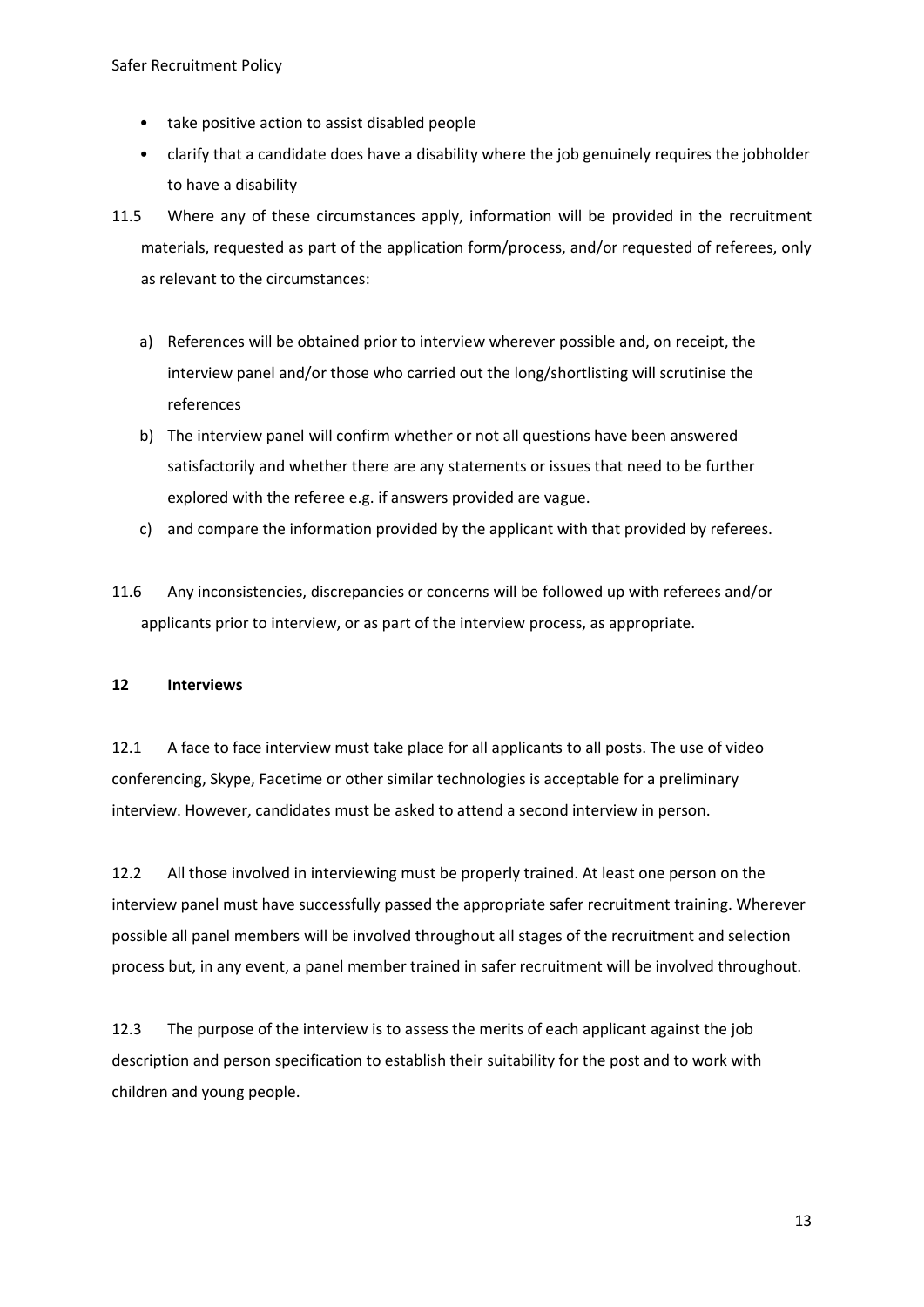- take positive action to assist disabled people
- clarify that a candidate does have a disability where the job genuinely requires the jobholder to have a disability

11.5 Where any of these circumstances apply, information will be provided in the recruitment materials, requested as part of the application form/process, and/or requested of referees, only as relevant to the circumstances:

a) References will be obtained prior to interview wherever possible and, on receipt, the interview panel and/or those who carried out the long/shortlisting will scrutinise the references
b) The interview panel will confirm whether or not all questions have been answered satisfactorily and whether there are any statements or issues that need to be further explored with the referee e.g. if answers provided are vague.
c) and compare the information provided by the applicant with that provided by referees.

11.6 Any inconsistencies, discrepancies or concerns will be followed up with referees and/or applicants prior to interview, or as part of the interview process, as appropriate.

## 12 Interviews

12.1 A face to face interview must take place for all applicants to all posts. The use of video conferencing, Skype, Facetime or other similar technologies is acceptable for a preliminary interview. However, candidates must be asked to attend a second interview in person.

12.2 All those involved in interviewing must be properly trained. At least one person on the interview panel must have successfully passed the appropriate safer recruitment training. Wherever possible all panel members will be involved throughout all stages of the recruitment and selection process but, in any event, a panel member trained in safer recruitment will be involved throughout.

12.3 The purpose of the interview is to assess the merits of each applicant against the job description and person specification to establish their suitability for the post and to work with children and young people.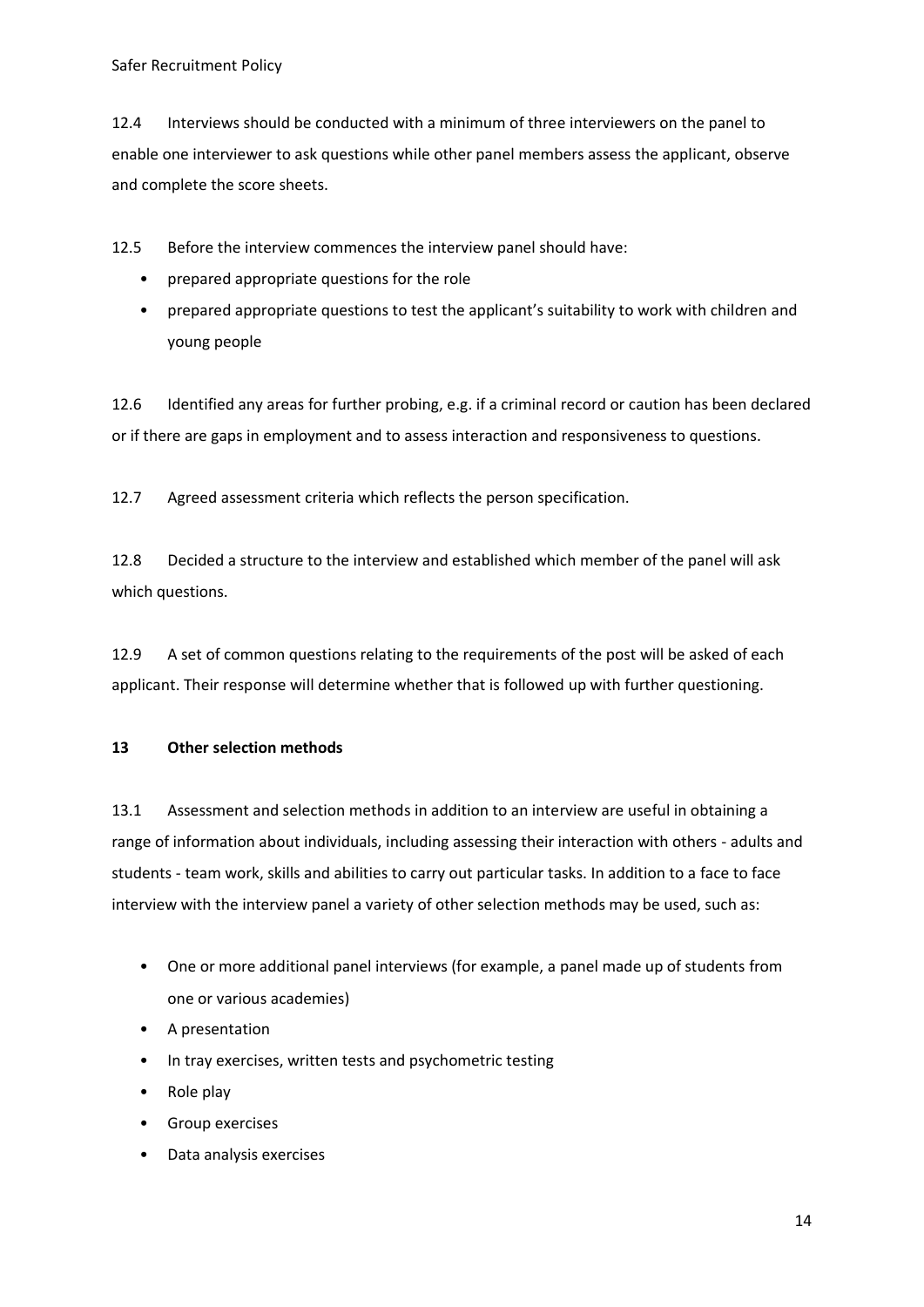12.4 Interviews should be conducted with a minimum of three interviewers on the panel to enable one interviewer to ask questions while other panel members assess the applicant, observe and complete the score sheets.

12.5 Before the interview commences the interview panel should have:

- prepared appropriate questions for the role
- prepared appropriate questions to test the applicant's suitability to work with children and young people

12.6 Identified any areas for further probing, e.g. if a criminal record or caution has been declared or if there are gaps in employment and to assess interaction and responsiveness to questions.

12.7 Agreed assessment criteria which reflects the person specification.

12.8 Decided a structure to the interview and established which member of the panel will ask which questions.

12.9 A set of common questions relating to the requirements of the post will be asked of each applicant. Their response will determine whether that is followed up with further questioning.

## 13 Other selection methods

13.1 Assessment and selection methods in addition to an interview are useful in obtaining a range of information about individuals, including assessing their interaction with others - adults and students - team work, skills and abilities to carry out particular tasks. In addition to a face to face interview with the interview panel a variety of other selection methods may be used, such as:

- One or more additional panel interviews (for example, a panel made up of students from one or various academies)
- A presentation
- In tray exercises, written tests and psychometric testing
- Role play
- Group exercises
- Data analysis exercises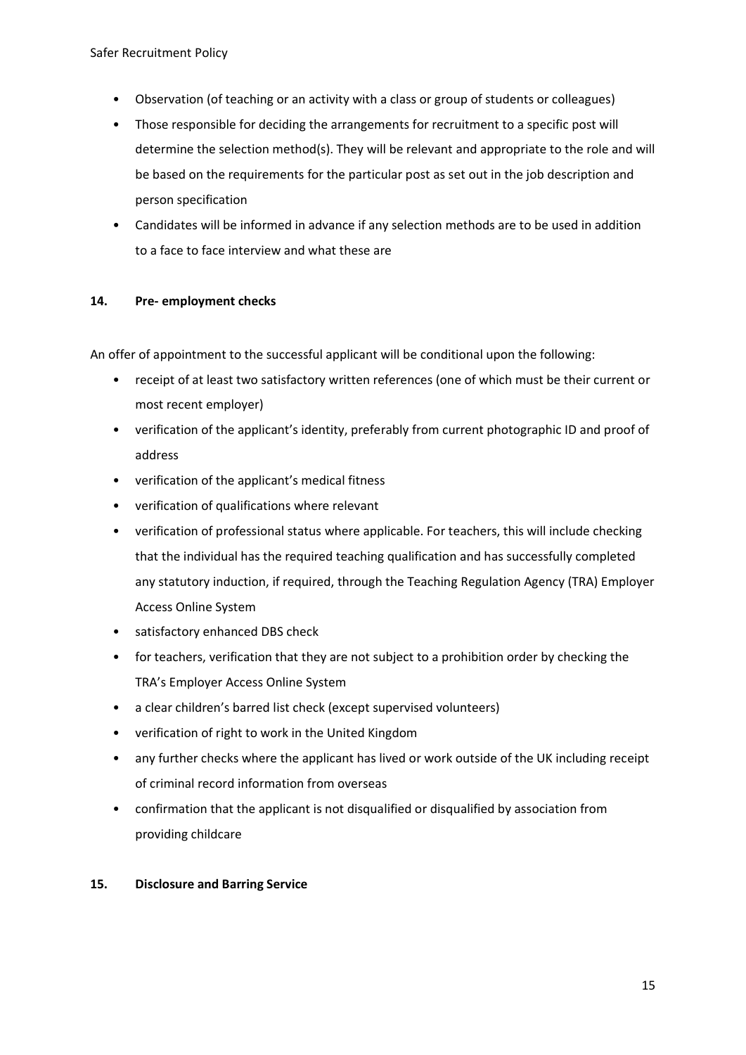- Observation (of teaching or an activity with a class or group of students or colleagues)
- Those responsible for deciding the arrangements for recruitment to a specific post will determine the selection method(s). They will be relevant and appropriate to the role and will be based on the requirements for the particular post as set out in the job description and person specification
- Candidates will be informed in advance if any selection methods are to be used in addition to a face to face interview and what these are

## 14. Pre- employment checks

An offer of appointment to the successful applicant will be conditional upon the following:

- receipt of at least two satisfactory written references (one of which must be their current or most recent employer)
- verification of the applicant's identity, preferably from current photographic ID and proof of address
- verification of the applicant's medical fitness
- verification of qualifications where relevant
- verification of professional status where applicable. For teachers, this will include checking that the individual has the required teaching qualification and has successfully completed any statutory induction, if required, through the Teaching Regulation Agency (TRA) Employer Access Online System
- satisfactory enhanced DBS check
- for teachers, verification that they are not subject to a prohibition order by checking the TRA's Employer Access Online System
- a clear children's barred list check (except supervised volunteers)
- verification of right to work in the United Kingdom
- any further checks where the applicant has lived or work outside of the UK including receipt of criminal record information from overseas
- confirmation that the applicant is not disqualified or disqualified by association from providing childcare

## 15. Disclosure and Barring Service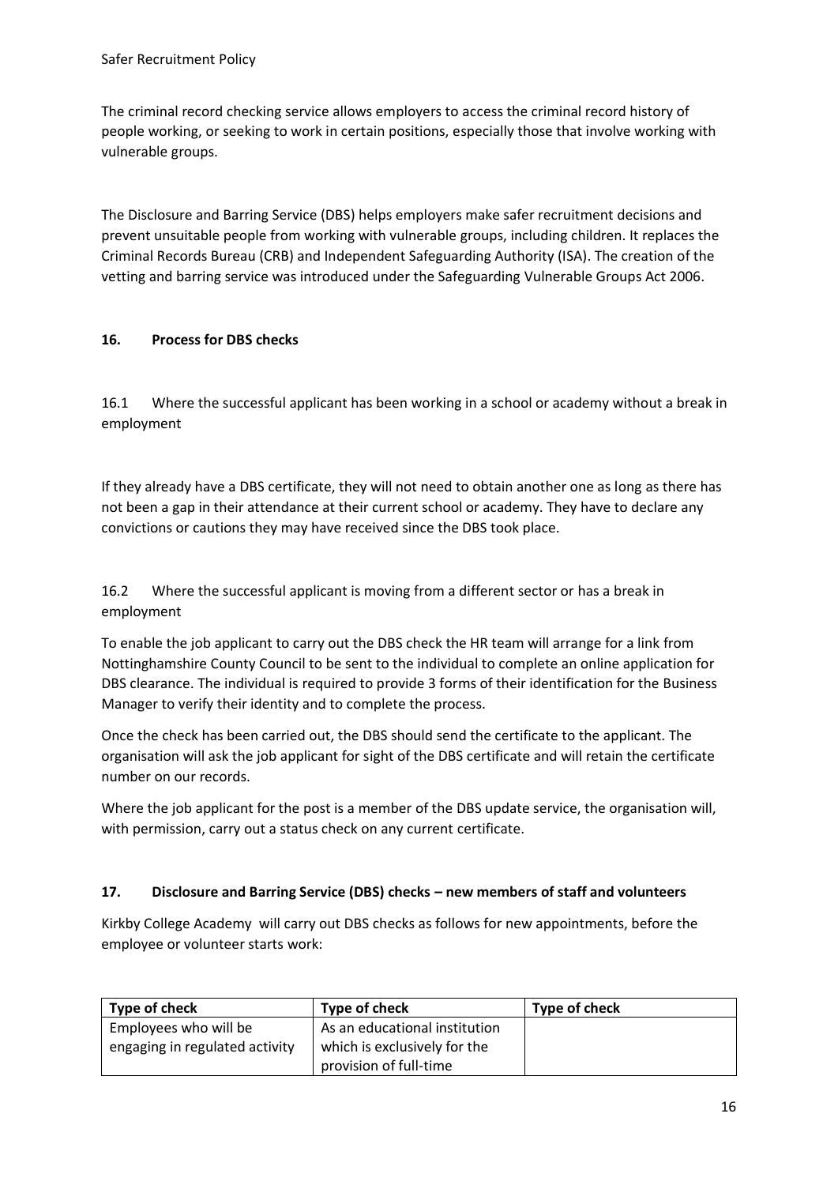The criminal record checking service allows employers to access the criminal record history of people working, or seeking to work in certain positions, especially those that involve working with vulnerable groups.

The Disclosure and Barring Service (DBS) helps employers make safer recruitment decisions and prevent unsuitable people from working with vulnerable groups, including children. It replaces the Criminal Records Bureau (CRB) and Independent Safeguarding Authority (ISA). The creation of the vetting and barring service was introduced under the Safeguarding Vulnerable Groups Act 2006.

## 16. Process for DBS checks

16.1 Where the successful applicant has been working in a school or academy without a break in employment

If they already have a DBS certificate, they will not need to obtain another one as long as there has not been a gap in their attendance at their current school or academy. They have to declare any convictions or cautions they may have received since the DBS took place.

16.2 Where the successful applicant is moving from a different sector or has a break in employment

To enable the job applicant to carry out the DBS check the HR team will arrange for a link from Nottinghamshire County Council to be sent to the individual to complete an online application for DBS clearance. The individual is required to provide 3 forms of their identification for the Business Manager to verify their identity and to complete the process.

Once the check has been carried out, the DBS should send the certificate to the applicant. The organisation will ask the job applicant for sight of the DBS certificate and will retain the certificate number on our records.

Where the job applicant for the post is a member of the DBS update service, the organisation will, with permission, carry out a status check on any current certificate.

## 17. Disclosure and Barring Service (DBS) checks – new members of staff and volunteers

Kirkby College Academy will carry out DBS checks as follows for new appointments, before the employee or volunteer starts work:

| Type of check | Type of check | Type of check |
|---|---|---|
| Employees who will be engaging in regulated activity | As an educational institution which is exclusively for the provision of full-time | |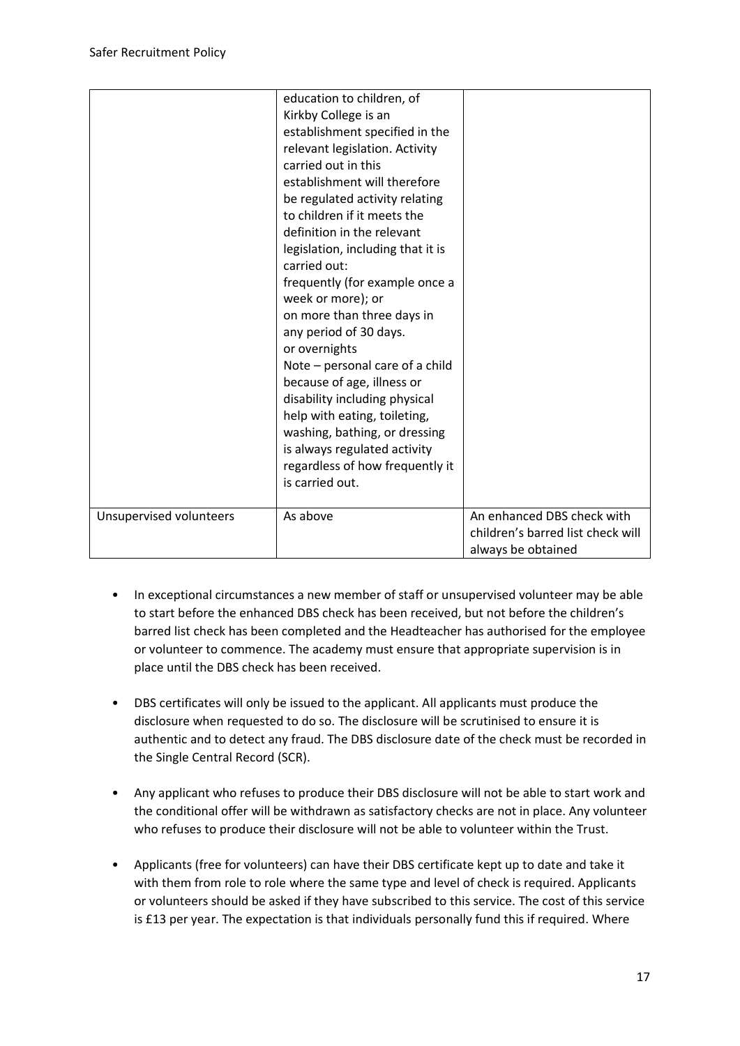| | | |
|---|---|---|
| | education to children, of Kirkby College is an establishment specified in the relevant legislation. Activity carried out in this establishment will therefore be regulated activity relating to children if it meets the definition in the relevant legislation, including that it is carried out:<br>frequently (for example once a week or more); or<br>on more than three days in any period of 30 days.<br>or overnights<br>Note – personal care of a child because of age, illness or disability including physical help with eating, toileting, washing, bathing, or dressing is always regulated activity regardless of how frequently it is carried out. | |
| Unsupervised volunteers | As above | An enhanced DBS check with children's barred list check will always be obtained |

- In exceptional circumstances a new member of staff or unsupervised volunteer may be able to start before the enhanced DBS check has been received, but not before the children's barred list check has been completed and the Headteacher has authorised for the employee or volunteer to commence. The academy must ensure that appropriate supervision is in place until the DBS check has been received.

- DBS certificates will only be issued to the applicant. All applicants must produce the disclosure when requested to do so. The disclosure will be scrutinised to ensure it is authentic and to detect any fraud. The DBS disclosure date of the check must be recorded in the Single Central Record (SCR).

- Any applicant who refuses to produce their DBS disclosure will not be able to start work and the conditional offer will be withdrawn as satisfactory checks are not in place. Any volunteer who refuses to produce their disclosure will not be able to volunteer within the Trust.

- Applicants (free for volunteers) can have their DBS certificate kept up to date and take it with them from role to role where the same type and level of check is required. Applicants or volunteers should be asked if they have subscribed to this service. The cost of this service is £13 per year. The expectation is that individuals personally fund this if required. Where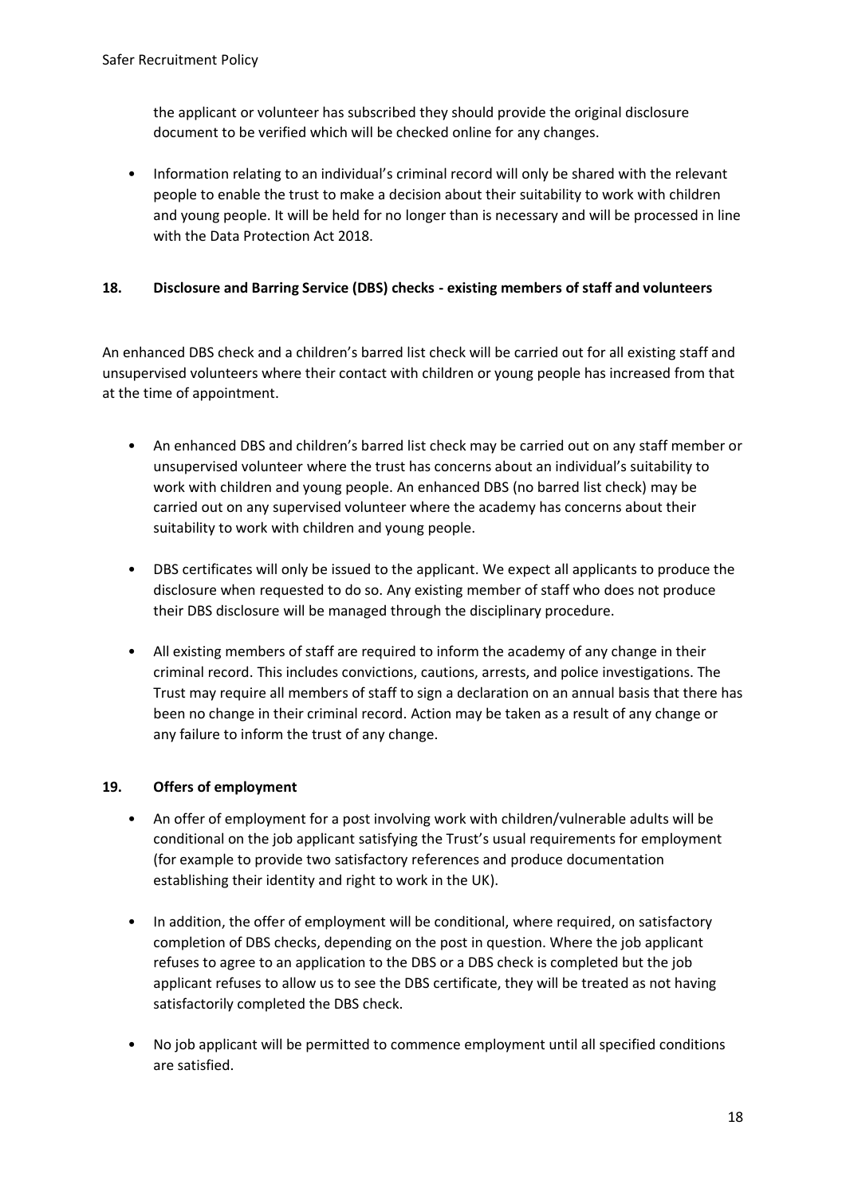the applicant or volunteer has subscribed they should provide the original disclosure document to be verified which will be checked online for any changes.

- Information relating to an individual's criminal record will only be shared with the relevant people to enable the trust to make a decision about their suitability to work with children and young people. It will be held for no longer than is necessary and will be processed in line with the Data Protection Act 2018.

## 18. Disclosure and Barring Service (DBS) checks - existing members of staff and volunteers

An enhanced DBS check and a children's barred list check will be carried out for all existing staff and unsupervised volunteers where their contact with children or young people has increased from that at the time of appointment.

- An enhanced DBS and children's barred list check may be carried out on any staff member or unsupervised volunteer where the trust has concerns about an individual's suitability to work with children and young people. An enhanced DBS (no barred list check) may be carried out on any supervised volunteer where the academy has concerns about their suitability to work with children and young people.

- DBS certificates will only be issued to the applicant. We expect all applicants to produce the disclosure when requested to do so. Any existing member of staff who does not produce their DBS disclosure will be managed through the disciplinary procedure.

- All existing members of staff are required to inform the academy of any change in their criminal record. This includes convictions, cautions, arrests, and police investigations. The Trust may require all members of staff to sign a declaration on an annual basis that there has been no change in their criminal record. Action may be taken as a result of any change or any failure to inform the trust of any change.

## 19. Offers of employment

- An offer of employment for a post involving work with children/vulnerable adults will be conditional on the job applicant satisfying the Trust's usual requirements for employment (for example to provide two satisfactory references and produce documentation establishing their identity and right to work in the UK).

- In addition, the offer of employment will be conditional, where required, on satisfactory completion of DBS checks, depending on the post in question. Where the job applicant refuses to agree to an application to the DBS or a DBS check is completed but the job applicant refuses to allow us to see the DBS certificate, they will be treated as not having satisfactorily completed the DBS check.

- No job applicant will be permitted to commence employment until all specified conditions are satisfied.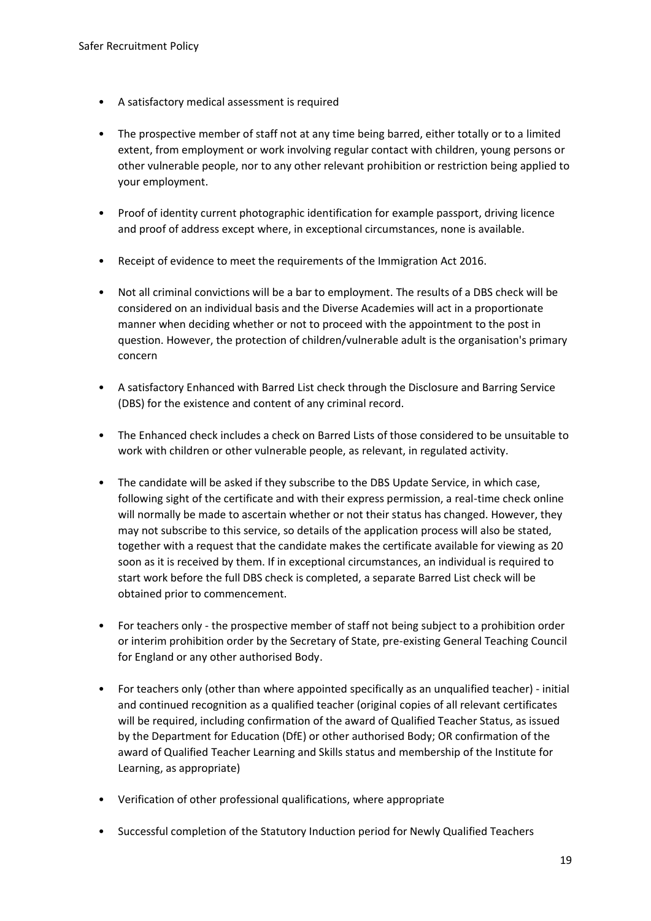- A satisfactory medical assessment is required

- The prospective member of staff not at any time being barred, either totally or to a limited extent, from employment or work involving regular contact with children, young persons or other vulnerable people, nor to any other relevant prohibition or restriction being applied to your employment.

- Proof of identity current photographic identification for example passport, driving licence and proof of address except where, in exceptional circumstances, none is available.

- Receipt of evidence to meet the requirements of the Immigration Act 2016.

- Not all criminal convictions will be a bar to employment. The results of a DBS check will be considered on an individual basis and the Diverse Academies will act in a proportionate manner when deciding whether or not to proceed with the appointment to the post in question. However, the protection of children/vulnerable adult is the organisation's primary concern

- A satisfactory Enhanced with Barred List check through the Disclosure and Barring Service (DBS) for the existence and content of any criminal record.

- The Enhanced check includes a check on Barred Lists of those considered to be unsuitable to work with children or other vulnerable people, as relevant, in regulated activity.

- The candidate will be asked if they subscribe to the DBS Update Service, in which case, following sight of the certificate and with their express permission, a real-time check online will normally be made to ascertain whether or not their status has changed. However, they may not subscribe to this service, so details of the application process will also be stated, together with a request that the candidate makes the certificate available for viewing as 20 soon as it is received by them. If in exceptional circumstances, an individual is required to start work before the full DBS check is completed, a separate Barred List check will be obtained prior to commencement.

- For teachers only - the prospective member of staff not being subject to a prohibition order or interim prohibition order by the Secretary of State, pre-existing General Teaching Council for England or any other authorised Body.

- For teachers only (other than where appointed specifically as an unqualified teacher) - initial and continued recognition as a qualified teacher (original copies of all relevant certificates will be required, including confirmation of the award of Qualified Teacher Status, as issued by the Department for Education (DfE) or other authorised Body; OR confirmation of the award of Qualified Teacher Learning and Skills status and membership of the Institute for Learning, as appropriate)

- Verification of other professional qualifications, where appropriate

- Successful completion of the Statutory Induction period for Newly Qualified Teachers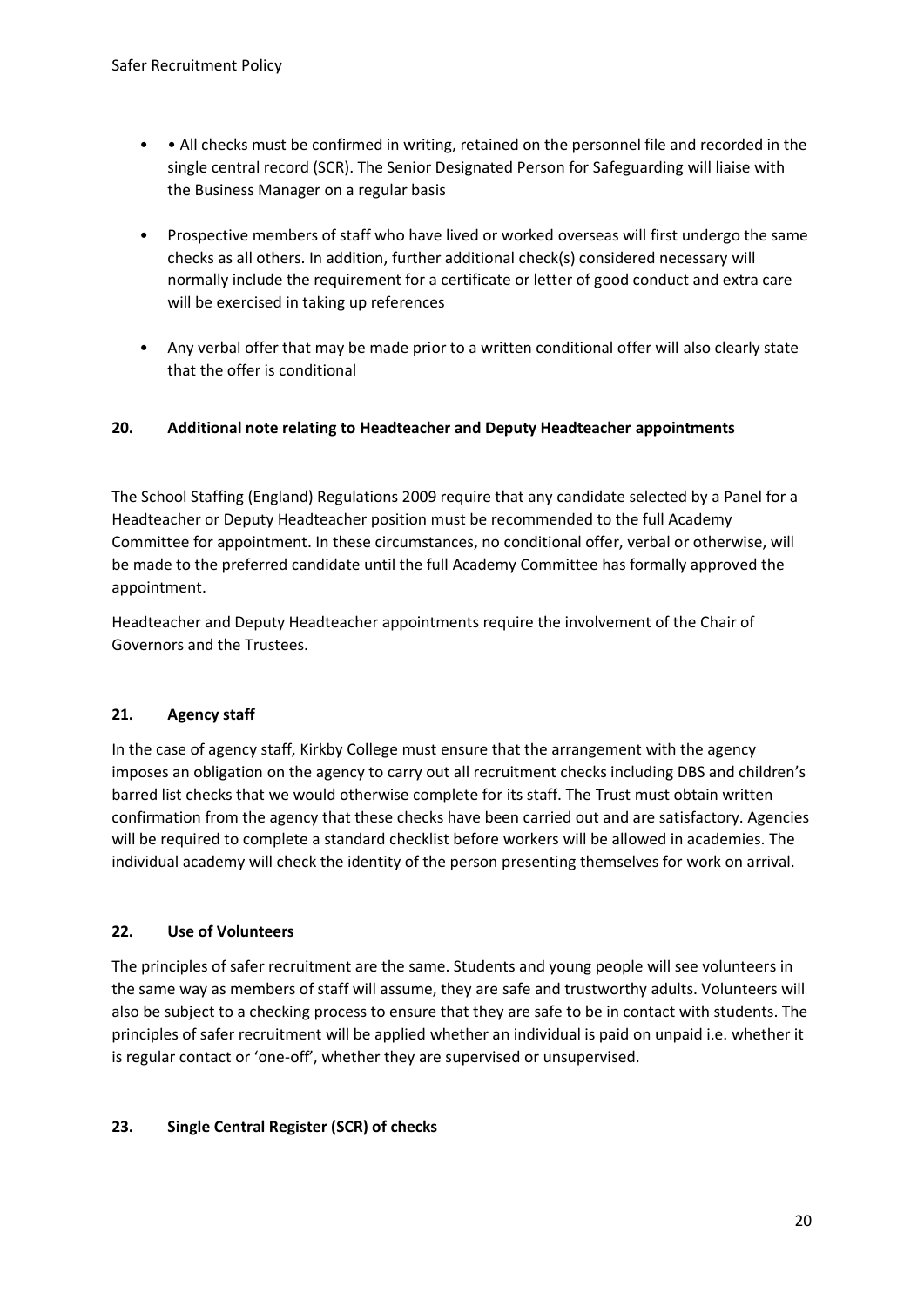- • All checks must be confirmed in writing, retained on the personnel file and recorded in the single central record (SCR). The Senior Designated Person for Safeguarding will liaise with the Business Manager on a regular basis

- Prospective members of staff who have lived or worked overseas will first undergo the same checks as all others. In addition, further additional check(s) considered necessary will normally include the requirement for a certificate or letter of good conduct and extra care will be exercised in taking up references

- Any verbal offer that may be made prior to a written conditional offer will also clearly state that the offer is conditional

## 20. Additional note relating to Headteacher and Deputy Headteacher appointments

The School Staffing (England) Regulations 2009 require that any candidate selected by a Panel for a Headteacher or Deputy Headteacher position must be recommended to the full Academy Committee for appointment. In these circumstances, no conditional offer, verbal or otherwise, will be made to the preferred candidate until the full Academy Committee has formally approved the appointment.

Headteacher and Deputy Headteacher appointments require the involvement of the Chair of Governors and the Trustees.

## 21. Agency staff

In the case of agency staff, Kirkby College must ensure that the arrangement with the agency imposes an obligation on the agency to carry out all recruitment checks including DBS and children's barred list checks that we would otherwise complete for its staff. The Trust must obtain written confirmation from the agency that these checks have been carried out and are satisfactory. Agencies will be required to complete a standard checklist before workers will be allowed in academies. The individual academy will check the identity of the person presenting themselves for work on arrival.

## 22. Use of Volunteers

The principles of safer recruitment are the same. Students and young people will see volunteers in the same way as members of staff will assume, they are safe and trustworthy adults. Volunteers will also be subject to a checking process to ensure that they are safe to be in contact with students. The principles of safer recruitment will be applied whether an individual is paid on unpaid i.e. whether it is regular contact or 'one-off', whether they are supervised or unsupervised.

## 23. Single Central Register (SCR) of checks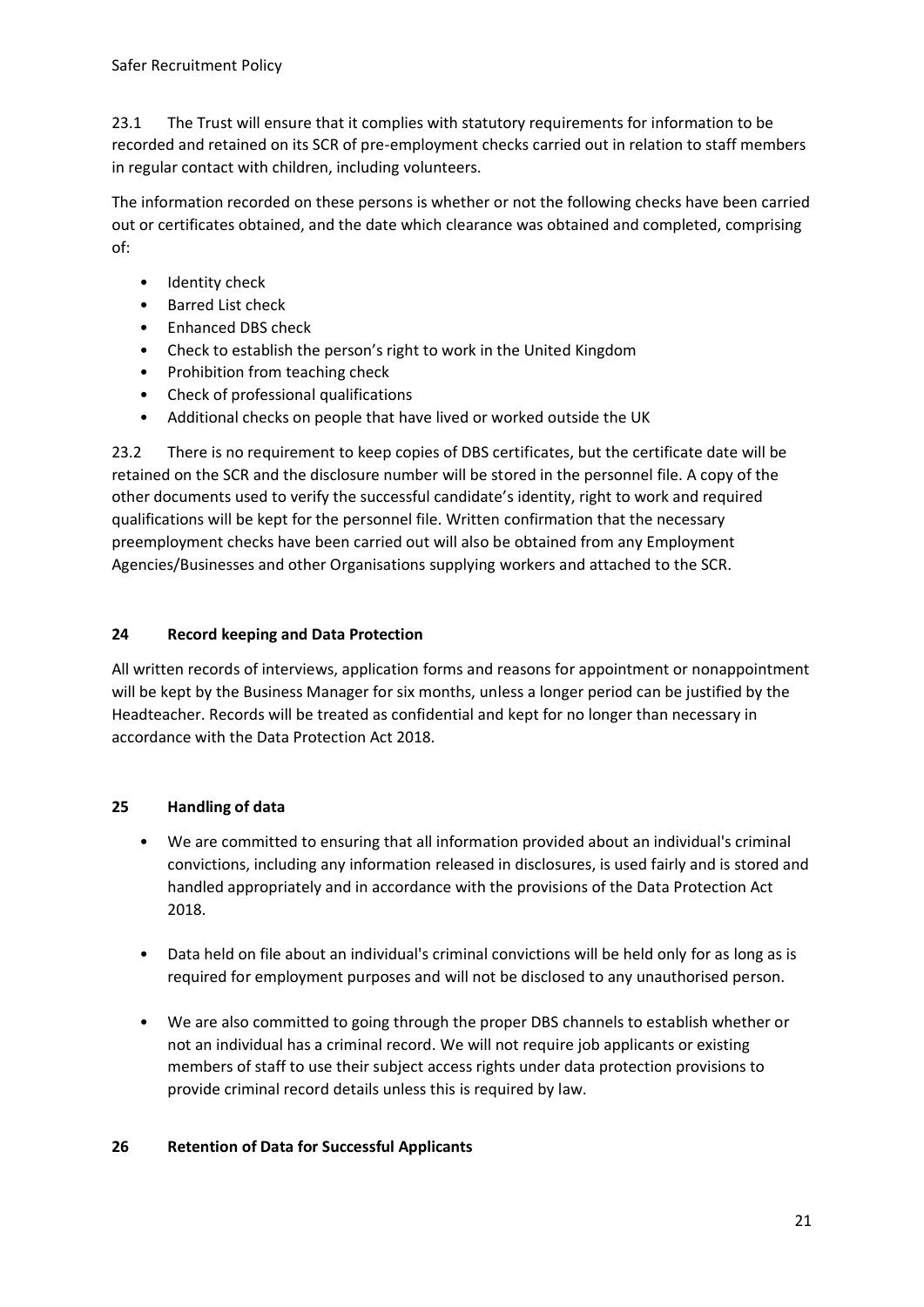23.1 The Trust will ensure that it complies with statutory requirements for information to be recorded and retained on its SCR of pre-employment checks carried out in relation to staff members in regular contact with children, including volunteers.

The information recorded on these persons is whether or not the following checks have been carried out or certificates obtained, and the date which clearance was obtained and completed, comprising of:

- Identity check
- Barred List check
- Enhanced DBS check
- Check to establish the person's right to work in the United Kingdom
- Prohibition from teaching check
- Check of professional qualifications
- Additional checks on people that have lived or worked outside the UK

23.2 There is no requirement to keep copies of DBS certificates, but the certificate date will be retained on the SCR and the disclosure number will be stored in the personnel file. A copy of the other documents used to verify the successful candidate's identity, right to work and required qualifications will be kept for the personnel file. Written confirmation that the necessary preemployment checks have been carried out will also be obtained from any Employment Agencies/Businesses and other Organisations supplying workers and attached to the SCR.

## 24 Record keeping and Data Protection

All written records of interviews, application forms and reasons for appointment or nonappointment will be kept by the Business Manager for six months, unless a longer period can be justified by the Headteacher. Records will be treated as confidential and kept for no longer than necessary in accordance with the Data Protection Act 2018.

## 25 Handling of data

- We are committed to ensuring that all information provided about an individual's criminal convictions, including any information released in disclosures, is used fairly and is stored and handled appropriately and in accordance with the provisions of the Data Protection Act 2018.

- Data held on file about an individual's criminal convictions will be held only for as long as is required for employment purposes and will not be disclosed to any unauthorised person.

- We are also committed to going through the proper DBS channels to establish whether or not an individual has a criminal record. We will not require job applicants or existing members of staff to use their subject access rights under data protection provisions to provide criminal record details unless this is required by law.

## 26 Retention of Data for Successful Applicants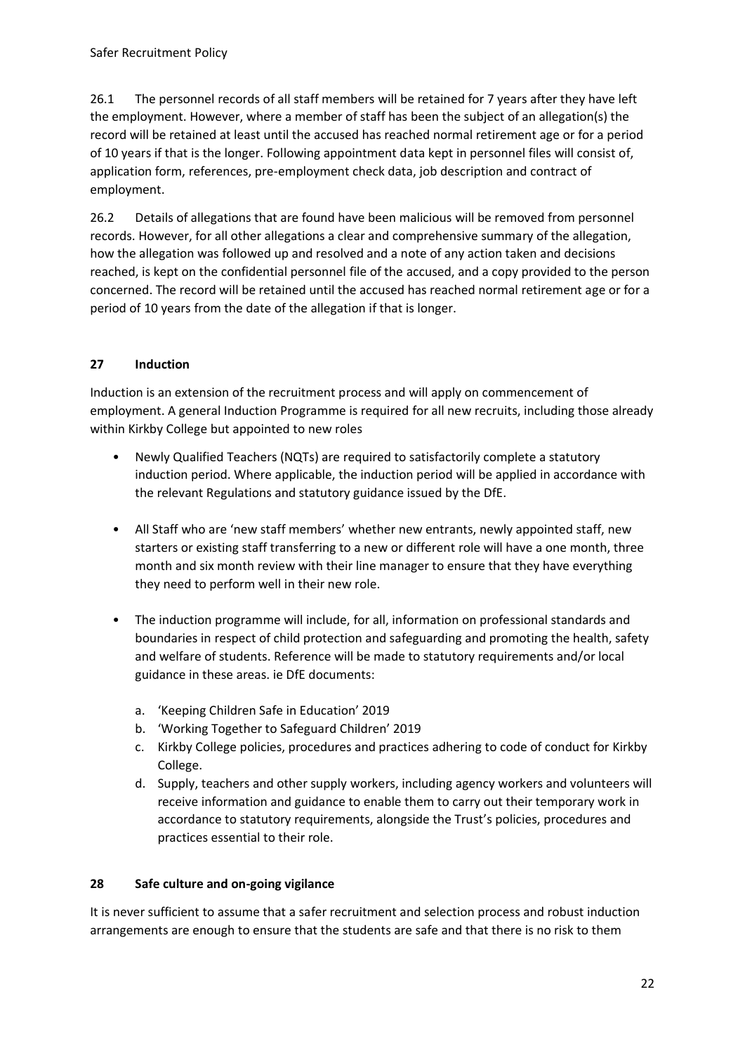26.1 The personnel records of all staff members will be retained for 7 years after they have left the employment. However, where a member of staff has been the subject of an allegation(s) the record will be retained at least until the accused has reached normal retirement age or for a period of 10 years if that is the longer. Following appointment data kept in personnel files will consist of, application form, references, pre-employment check data, job description and contract of employment.

26.2 Details of allegations that are found have been malicious will be removed from personnel records. However, for all other allegations a clear and comprehensive summary of the allegation, how the allegation was followed up and resolved and a note of any action taken and decisions reached, is kept on the confidential personnel file of the accused, and a copy provided to the person concerned. The record will be retained until the accused has reached normal retirement age or for a period of 10 years from the date of the allegation if that is longer.

## 27 Induction

Induction is an extension of the recruitment process and will apply on commencement of employment. A general Induction Programme is required for all new recruits, including those already within Kirkby College but appointed to new roles

- Newly Qualified Teachers (NQTs) are required to satisfactorily complete a statutory induction period. Where applicable, the induction period will be applied in accordance with the relevant Regulations and statutory guidance issued by the DfE.

- All Staff who are 'new staff members' whether new entrants, newly appointed staff, new starters or existing staff transferring to a new or different role will have a one month, three month and six month review with their line manager to ensure that they have everything they need to perform well in their new role.

- The induction programme will include, for all, information on professional standards and boundaries in respect of child protection and safeguarding and promoting the health, safety and welfare of students. Reference will be made to statutory requirements and/or local guidance in these areas. ie DfE documents:

  a. 'Keeping Children Safe in Education' 2019
  b. 'Working Together to Safeguard Children' 2019
  c. Kirkby College policies, procedures and practices adhering to code of conduct for Kirkby College.
  d. Supply, teachers and other supply workers, including agency workers and volunteers will receive information and guidance to enable them to carry out their temporary work in accordance to statutory requirements, alongside the Trust's policies, procedures and practices essential to their role.

## 28 Safe culture and on-going vigilance

It is never sufficient to assume that a safer recruitment and selection process and robust induction arrangements are enough to ensure that the students are safe and that there is no risk to them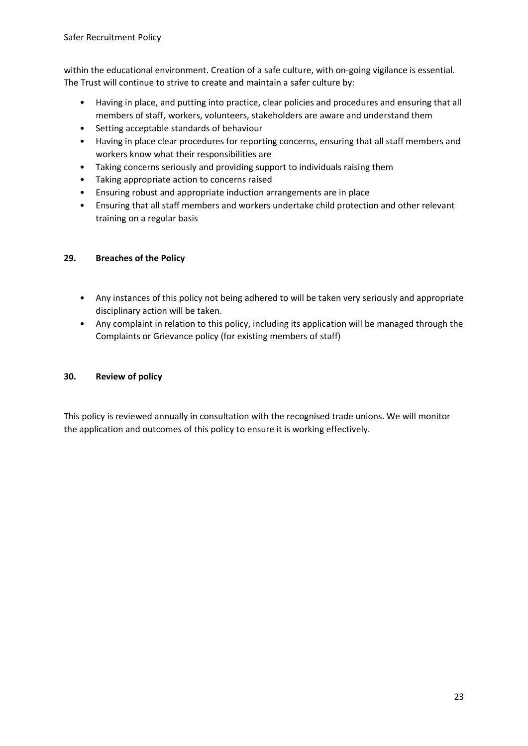within the educational environment. Creation of a safe culture, with on-going vigilance is essential. The Trust will continue to strive to create and maintain a safer culture by:

- Having in place, and putting into practice, clear policies and procedures and ensuring that all members of staff, workers, volunteers, stakeholders are aware and understand them
- Setting acceptable standards of behaviour
- Having in place clear procedures for reporting concerns, ensuring that all staff members and workers know what their responsibilities are
- Taking concerns seriously and providing support to individuals raising them
- Taking appropriate action to concerns raised
- Ensuring robust and appropriate induction arrangements are in place
- Ensuring that all staff members and workers undertake child protection and other relevant training on a regular basis

## 29. Breaches of the Policy

- Any instances of this policy not being adhered to will be taken very seriously and appropriate disciplinary action will be taken.
- Any complaint in relation to this policy, including its application will be managed through the Complaints or Grievance policy (for existing members of staff)

## 30. Review of policy

This policy is reviewed annually in consultation with the recognised trade unions. We will monitor the application and outcomes of this policy to ensure it is working effectively.